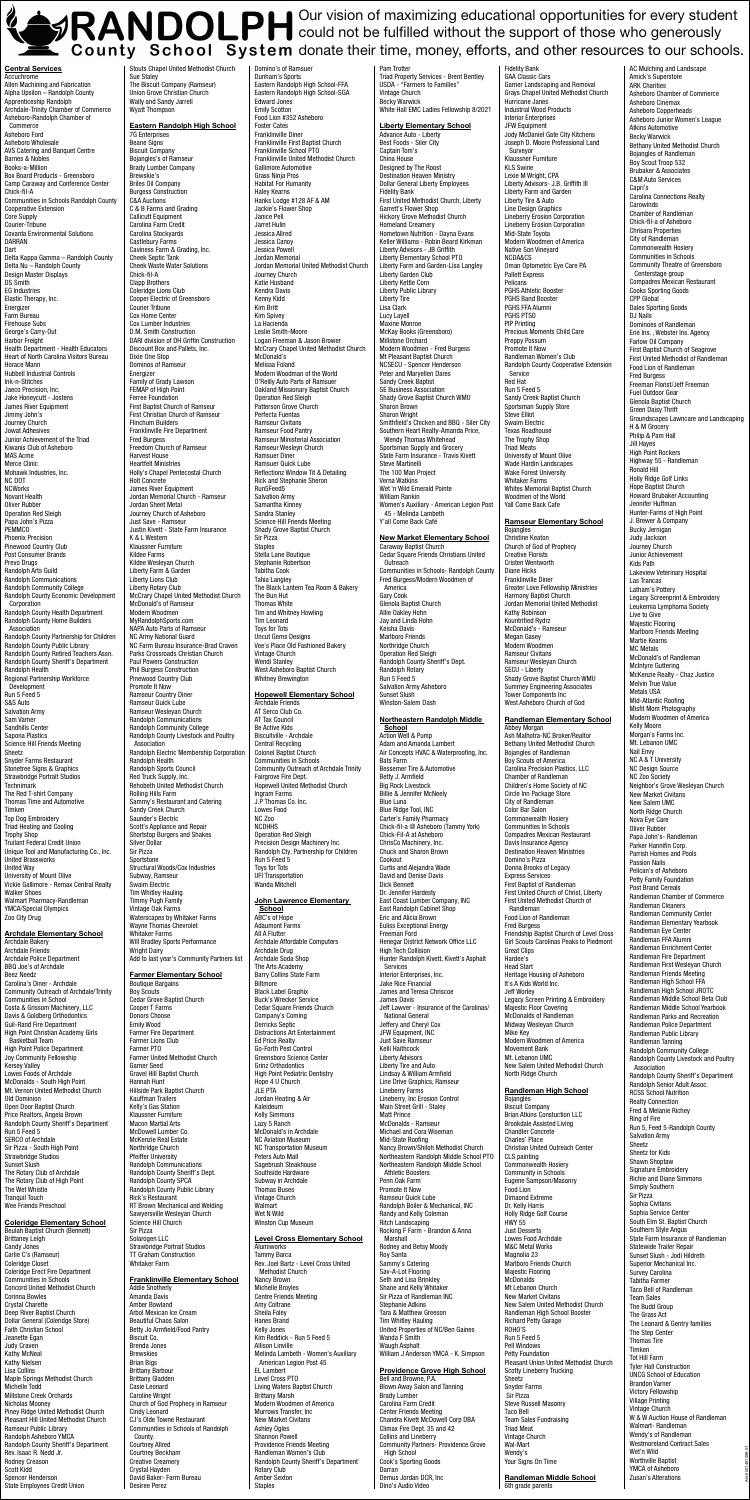# RANDOLPH County School System

Our vision of maximizing educational opportunities for every student could not be fulfilled without the support of those who generously donate their time, money, efforts, and other resources to our schools.

## Central Services

Accuchrome
Allen Machining and Fabrication
Alpha Upsilon – Randolph County
Apprenticeship Randolph
Archdale-Trinity Chamber of Commerce
Asheboro-Randolph Chamber of Commerce
Asheboro Ford
Asheboro Wholesale
AVS Catering and Banquet Centre
Barnes & Nobles
Books-a-Million
Box Board Products – Greensboro
Camp Caraway and Conference Center
Chick-fil-A
Communities in Schools Randolph County
Cooperative Extension
Core Supply
Courier-Tribune
Covanta Environmental Solutions
DARRAN
Dart
Delta Kappa Gamma – Randolph County
Delta Nu – Randolph County
Design Master Displays
DS Smith
EG Industries
Elastic Therapy, Inc.
Energizer
Farm Bureau
Firehouse Subs
George's Carry-Out
Harbor Freight
Health Department - Health Educators
Heart of North Carolina Visitors Bureau
Horace Mann
Hubbell Industrial Controls
Ink-n-Stitches
Janco Precision, Inc.
Jake Honeycutt - Jostens
James River Equipment
Jimmy John's
Journey Church
Jowat Adhesives
Junior Achievement of the Triad
Kiwanis Club of Asheboro
MAS Acme
Merce Clinic
Mohawk Industries, Inc.
NC DOT
NCWorks
Novant Health
Oliver Rubber
Operation Red Sleigh
Papa John's Pizza
PEMMCO
Phoenix Precision
Pinewood Country Club
Post Consumer Brands
Prevo Drugs
Randolph Arts Guild
Randolph Communications
Randolph Community College
Randolph County Economic Development Corporation
Randolph County Health Department
Randolph County Home Builders Association
Randolph County Partnership for Children
Randolph County Public Library
Randolph County Retired Teachers Assn.
Randolph County Sheriff's Department
Randolph Health
Regional Partnership Workforce Development
Run 5 Feed 5
S&S Auto
Salvation Army
Sam Varner
Sandhills Center
Sapona Plastics
Science Hill Friends Meeting
Sheetz
Snyder Farms Restaurant
Stonetree Signs & Graphics
Strawbridge Portrait Studios
Technimark
The Red T-shirt Company
Thomas Time and Automotive
Timken
Top Dog Embroidery
Triad Heating and Cooling
Trophy Shop
Truliant Federal Credit Union
Unique Tool and Manufacturing Co., Inc.
United Brassworks
United Way
University of Mount Olive
Vickie Gallimore - Remax Central Realty
Walker Shoes
Walmart Pharmacy-Randleman
YMCA/Special Olympics
Zoo City Drug

## Archdale Elementary School

Archdale Bakery
Archdale Friends
Archdale Police Department
BBQ Joe's of Archdale
Beez Needz
Carolina's Diner - Archdale
Community Outreach of Archdale/Trinity
Communities in School
Costa & Grissom Machinery, LLC
Davis & Goldberg Orthodontics
Guil-Rand Fire Department
High Point Christian Academy Girls Basketball Team
High Point Police Department
Joy Community Fellowship
Kersey Valley
Lowes Foods of Archdale
McDonalds - South High Point
Mt. Vernon United Methodist Church
Old Dominion
Open Door Baptist Church
Price Realtors, Angela Brown
Randolph County Sheriff's Department
Run 5 Feed 5
SERCO of Archdale
Sir Pizza - South High Point
Strawbridge Studios
Sunset Slush
The Rotary Club of Archdale
The Rotary Club of High Point
The Wet Whistle
Tranquil Touch
Wee Friends Preschool

## Coleridge Elementary School

Beulah Baptist Church (Bennett)
Brittaney Leigh
Candy Jones
Carlie C's (Ramseur)
Coleridge Closet
Coleridge Errect Fire Department
Communities in Schools
Concord United Methodist Church
Corinna Bowles
Crystal Charette
Deep River Baptist Church
Dollar General (Coleridge Store)
Faith Christian School
Jeanette Egan
Judy Craven
Kathy McNeal
Kathy Nielsen
Lisa Collins
Maple Springs Methodist Church
Michelle Todd
Millstone Creek Orchards
Nicholas Mooney
Piney Ridge United Methodist Church
Pleasant Hill United Methodist Church
Ramseur Public Library
Randolph Asheboro YMCA
Randolph County Sheriff's Department
Rev. Isaac R. Reed Jr.
Rodney Creason
Scott Kidd
Spencer Henderson
State Employees Credit Union
Stouts Chapel United Methodist Church
Sue Staley
The Biscuit Company (Ramseur)
Union Grove Christian Church
Wally and Sandy Jarrell
Wyatt Thompson

## Eastern Randolph High School

7G Enterprises
Beane Signs
Biscuit Company
Bojangles's of Ramseur
Brady Lumber Company
Brewskie's
Briles Oil Company
Burgess Construction
C&A Auctions
C & B Farms and Grading
Callicutt Equipment
Carolina Farm Credit
Carolina Stockyards
Castlebury Farms
Caviness Farm & Grading, Inc.
Cheek Septic Tank
Cheek Waste Water Solutions
Chick-fil-A
Clapp Brothers
Coleridge Lions Club
Cooper Electric of Greensboro
Cooper Tribune
Cox Home Center
Cox Lumber Industries
D.M. Smith Construction
DAR division of DH Griffin Construction
Discount Box and Pallets, Inc.
Dixie One Stop
Dominos of Ramseur
Energizer
Family of Grady Lawson
FEMAP of High Point
Ferree Foundation
First Baptist Church of Ramseur
First Christian Church of Ramseur
Flinchum Builders
Franklinville Fire Department
Fred Burgess
Freedom Church of Ramseur
Harvest House
Heartfelt Ministries
Holly's Chapel Pentecostal Church
Holt Concrete
James River Equipment
Jordan Memorial Church - Ramseur
Jordan Sheet Metal
Journey Church of Asheboro
Just Save - Ramseur
Justin Kivett - State Farm Insurance
K & L Western
Klaussner Furniture
Kildee Farms
Kildee Wesleyan Church
Liberty Farm & Garden
Liberty Lions Club
Liberty Rotary Club
McCrary Chapel United Methodist Church
McDonald's of Ramseur
Modern Woodmen
MyRandolphSports.com
NAPA Auto Parts of Ramseur
NC Army National Guard
NC Farm Bureau Insurance-Brad Craven
Parks Crossroads Christian Church
Paul Powers Construction
Phil Burgess Construction
Pinewood Country Club
Promote It Now
Ramseur Country Diner
Ramseur Quick Lube
Ramseur Wesleyan Church
Randolph Communications
Randolph Community College
Randolph County Livestock and Poultry Association
Randolph Electric Membership Corporation
Randolph Health
Randolph Sports Council
Red Truck Supply, Inc.
Rehobeth United Methodist Church
Rolling Hills Farm
Sammy's Restaurant and Catering
Sandy Creek Church
Saunder's Electric
Scott's Appliance and Repair
Shortstop Burgers and Shakes
Silver Dollar
Sir Pizza
Sportstone
Structural Woods/Cox Industries
Subway, Ramseur
Swaim Electric
Tim Whitley Hauling
Timmy Pugh Family
Vintage Oak Farms
Waterscapes by Whitaker Farms
Wayne Thomas Chevrolet
Whitaker Farms
Will Bradley Sports Performance
Wright Dairy
Add to last year's Community Partners list

## Farmer Elementary School

Boutique Bargains
Boy Scouts
Cedar Grove Baptist Church
Cooper T Farms
Donors Choose
Emily Wood
Farmer Fire Department
Farmer Lions Club
Farmer PTO
Farmer United Methodist Church
Garner Seed
Gravel Hill Baptist Church
Hannah Hunt
Hillside Park Baptist Church
Kauffman Trailers
Kelly's Gas Station
Klaussner Furniture
Macon Martial Arts
McDowell Lumber Co.
McKenzie Real Estate
Northridge Church
Pfeiffer University
Randolph Communications
Randolph County Sheriff's Dept.
Randolph County SPCA
Randolph County Public Library
Rick's Restaurant
RT Brown Mechanical and Welding
Sawyersville Wesleyan Church
Science Hill Church
Sir Pizza
Solarogen LLC
Strawbridge Portrait Studios
TT Graham Construction
Whitaker Farm

## Franklinville Elementary School

Addie Smitherly
Amanda Davis
Amber Bowland
Arbol Mexican Ice Cream
Beautiful Chaos Salon
Betty Jo Armfield/Food Pantry
Biscuit Co.
Brenda Jones
Brewskies
Brian Bigs
Brittany Barbour
Brittany Gladden
Casie Leonard
Caroline Wright
Church of God Prophecy in Ramseur
Cindy Leonard
CJ's Olde Towne Restaurant
Communities in Schools of Randolph County
Courtney Allred
Courtney Beckham
Creative Creamery
Crystal Hayden
David Baker- Farm Bureau
Desiree Perez
Domino's of Ramseur
Dunham's Sports
Eastern Randolph High School-FFA
Eastern Randolph High School-SGA
Edward Jones
Emily Scotten
Food Lion #352 Asheboro
Foster Cates
Franklinville Diner
Franklinville First Baptist Church
Franklinville School PTO
Franklinville United Methodist Church
Gallimore Automotive
Grass Ninja Pros
Habitat For Humanity
Haley Kearns
Hanks Lodge #128 AF & AM
Jackie's Flower Shop
Janice Pell
Jarret Hulin
Jessica Allred
Jessica Caney
Jessica Powell
Jordan Memorial
Jordan Memorial United Methodist Church
Journey Church
Katie Husband
Kendra Davis
Kenny Kidd
Kim Britt
Kim Spivey
La Hacienda
Leslie Smith-Moore
Logan Freeman & Jason Brower
McCrary Chapel United Methodist Church
McDonald's
Melissa Foland
Modern Woodman of the World
O'Reilly Auto Parts of Ramseur
Oakland Missionary Baptist Church
Operation Red Sleigh
Patterson Grove Church
Perfecta Fuentas
Ramseur Civitans
Ramseur Food Pantry
Ramseur Ministerial Association
Ramseur Wesleyan Church
Ramseur Diner
Ramseur Quick Lube
Reflectionz Window Tit & Detailing
Rick and Stephanie Sheron
Run5Feed5
Salvation Army
Samantha Kinney
Sandra Stanley
Science Hill Friends Meeting
Shady Grove Baptist Church
Sir Pizza
Staples
Stella Lane Boutique
Stephanie Robertson
Tabitha Cook
Tahia Langley
The Black Lantern Tea Room & Bakery
The Bun Hut
Thomas White
Tim and Whitney Howling
Tim Leonard
Toys for Tots
Uncut Gems Designs
Vee's Place Old Fashioned Bakery
Vintage Church
Wendi Stanley
West Asheboro Baptist Church
Whitney Brewington

## Hopewell Elementary School

Archdale Friends
AT Serco Club Co.
AT Tax Council
Be Active Kids
Biscuitville - Archdale
Central Recycling
Colonel Baptist Church
Communities in Schools
Community Outreach of Archdale Trinity
Fairgrove Fire Dept.
Hopewell United Methodist Church
Ingram Farms
J.P Thomas Co. Inc.
Lowes Food
NC Zoo
NCDHHS
Operation Red Sleigh
Precision Design Machinery Inc.
Randolph Cty. Partnership for Children
Run 5 Feed 5
Toys for Tots
UFI Transportation
Wanda Mitchell

## John Lawrence Elementary School

ABC's of Hope
Adaumont Farms
All A Flutter
Archdale Affordable Computers
Archdale Drug
Archdale Soda Shop
The Arts Academy
Barry Collins State Farm
Biltmore
Black Label Graphix
Buck's Wrecker Service
Cedar Square Friends Church
Company's Coming
Derricks Septic
Distractions Art Entertainment
Ed Price Realty
Go-Forth Pest Control
Greensboro Science Center
Grinz Orthodontics
High Point Pediatric Dentistry
Hope 4 U Church
JLE PTA
Jordan Heating & Air
Kaleideum
Kelly Simmons
Lazy 5 Ranch
McDonald's in Archdale
NC Aviation Museum
NC Transportation Museum
Peters Auto Mall
Sagebrush Steakhouse
Southside Hardware
Subway in Archdale
Thomas Boxes
Vintage Church
Walmart
Wet N Wild
Winston Cup Museum

## Level Cross Elementary School

Aluminworks
Tammy Barca
Rev. Joel Bartz - Level Cross United Methodist Church
Nancy Brown
Michelle Broyles
Centre Friends Meeting
Amy Coltrane
Sheila Foley
Hanes Brand
Kelly Jones
Kim Reddick - Run 5 Feed 5
Allison Linville
Melinda Lambeth - Women's Auxiliary American Legion Post 45
EL Lambert
Level Cross PTO
Living Waters Baptist Church
Brittany Marsh
Modern Woodmen of America
Murrows Transfer, Inc
New Market Civitans
Ashley Ogles
Shannon Powell
Providence Friends Meeting
Randleman Women's Club
Randolph County Sheriff's Department
Rotary Club
Amber Sexton
Staples
Pam Trotter
Triad Property Services - Brent Bentley
USDA - "Farmers to Families"
Vintage Church
Becky Warwick
White Hall EMC Ladies Fellowship 8/2021

## Liberty Elementary School

Advance Auto - Liberty
Best Foods - Siler City
Captain Tom's
China House
Designed by The Roost
Destination Heaven Ministry
Dollar General Liberty Employees
Fidelity Bank
First United Methodist Church, Liberty
Garrett's Flower Shop
Hickory Grove Methodist Church
Homeland Creamery
Hometown Nutrition - Dayna Evans
Keller Williams - Robin Beard Kirkman
Liberty Advisors - JB Griffith
Liberty Elementary School PTO
Liberty Farm and Garden-Lisa Langley
Liberty Garden Club
Liberty Kettle Corn
Liberty Public Library
Liberty Tire
Lisa Clark
Lucy Layell
Maxine Monroe
McKay Books (Greensboro)
Millstone Orchard
Modern Woodmen - Fred Burgess
Mt Pleasant Baptist Church
NCSECU - Spencer Henderson
Peter and Maryellen Dares
Sandy Creek Baptist
SE Business Association
Shady Grove Baptist Church WMU
Sharon Brown
Sharon Wright
Smithfield's Chicken and BBQ - Siler City
Southern Heart Realty-Amanda Price, Wendy Thomas Whitehead
Sportsman Supply and Grocery
State Farm Insurance - Travis Kivett
Steve Martinelli
The 100 Man Project
Verna Watkins
Wet 'n Wild Emerald Pointe
William Rankin
Women's Auxiliary - American Legion Post 45 - Melinda Lambeth
Y'all Come Back Café

## New Market Elementary School

Caraway Baptist Church
Cedar Square Friends Christians United Outreach
Communities in Schools- Randolph County
Fred Burgess/Modern Woodmen of America
Gary Cook
Glenola Baptist Church
Allie Oakley Hohn
Jay and Linda Hohn
Keisha Davis
Marlboro Friends
Northridge Church
Operation Red Sleigh
Randolph County Sheriff's Dept.
Randolph Rotary
Run 5 Feed 5
Salvation Army Asheboro
Sunset Slush
Winston-Salem Dash

## Northeastern Randolph Middle School

Action Well & Pump
Adam and Amanda Lambert
Air Concepts HVAC & Waterproofing, Inc.
Bats Farm
Bessemer Tire & Automotive
Betty J. Armfield
Big Rock Livestock
Billie & Jennifer McNeely
Blue Luna
Blue Ridge Tool, INC
Carter's Family Pharmacy
Chick-fil-a @ Asheboro (Tammy York)
Chick-Fil-A at Asheboro
ChrisCo Machinery, Inc.
Chuck and Sharon Brown
Cookout
Curtis and Alejandra Wade
David and Denise Davis
Dick Bennett
Dr. Jennifer Hardesty
East Coast Lumber Company, INC
East Randolph Cabinet Shop
Eric and Alicia Brown
Euliss Exceptional Energy
Freeman Ford
Henegar District Network Office LLC
High Tech Collision
Hunter Randolph Kivett, Kivett's Asphalt Services
Interior Enterprises, Inc.
Jake Rice Financial
James and Teresa Chriscoe
James Davis
Jeff Lawver - Insurance of the Carolinas/ National General
Jeffery and Cheryl Cox
JFW Equipment, INC
Just Save Ramseur
Kelli Haithcock
Liberty Advisors
Liberty Tire and Auto
Lindsay & William Armfield
Line Drive Graphics, Ramseur
Lineberry Farms
Lineberry, Inc Erosion Control
Main Street Grill - Staley
Matt Prince
McDonalds - Ramseur
Michael and Cora Wiseman
Mid-State Roofing
Nancy Brown/Shiloh Methodist Church
Northeastern Randolph Middle School PTO
Northeastern Randolph Middle School Athletic Boosters
Penn Oak Farm
Promote It Now
Ramseur Quick Lube
Randolph Boiler & Mechanical, INC
Randy and Kelly Coleman
Ritch Landscaping
Rocking F Farm - Brandon & Anna Marshall
Rodney and Betsy Moody
Roy Santa
Sammy's Catering
Sav-A-Lot Flooring
Seth and Lisa Brinkley
Shane and Kelly Whitaker
Sir Pizza of Randleman INC
Stephanie Adkins
Tara & Matthew Greeson
Tim Whitley Hauling
United Properties of NC/Ben Gaines
Wanda F Smith
Waugh Asphalt
William J Anderson YMCA - K. Simpson

## Providence Grove High School

Bell and Browne, P.A.
Blown Away Salon and Tanning
Brady Lumber
Carolina Farm Credit
Center Friends Meeting
Chandra Kivett McDowell Corp DBA
Climax Fire Dept. 35 and 42
Collins and Lineberry
Community Partners- Providence Grove High School
Cook's Sporting Goods
Darran
Demus Jordan DCR, Inc
Dino's Audio Video
Fidelity Bank
GAA Classic Cars
Garner Landscaping and Removal
Grays Chapel United Methodist Church
Hurricane Janes
Industrial Wood Products
Interior Enterprises
JFW Equipment
Jody McDaniel Gate City Kitchens
Joseph D. Moore Professional Land Surveyor
Klaussner Furniture
KLS Swine
Lexie M Wright, CPA
Liberty Advisors - J.B. Griffith III
Liberty Farm and Garden
Liberty Tire & Auto
Lime Design Graphics
Lineberry Erosion Corporation
Lineberry Erosion Corporation
Mid-State Toyota
Modern Woodmen of America
Native Son Vineyard
NCDA&CS
Oman Optometric Eye Care PA
Pallett Express
Pelicans
PGHS Athletic Booster
PGHS Band Booster
PGHS FFA Alumni
PGHS PTSO
PIP Printing
Precious Moments Child Care
Preppy Possum
Promote It Now
Randleman Women's Club
Randolph County Cooperative Extension Service
Red Hat
Run 5 Feed 5
Sandy Creek Baptist Church
Sportsman Supply Store
Steve Elliot
Swaim Electric
Texas Roadhouse
The Trophy Shop
Triad Meats
University of Mount Olive
Wade Hardin Landscapes
Wake Forest University
Whitaker Farms
Whites Memorial Baptist Church
Woodmen of the World
Yall Come Back Cafe

## Ramseur Elementary School

Bojangles
Christine Keaton
Church of God of Prophecy
Creative Florists
Cristen Wentworth
Diane Hicks
Franklinville Diner
Greater Love Fellowship Ministries
Harmony Baptist Church
Jordan Memorial United Methodist
Kathy Robinson
Kountrified Rydtz
McDonald's - Ramseur
Megan Gasey
Modern Woodmen
Ramseur Civitans
Ramseur Wesleyan Church
SECU - Liberty
Shady Grove Baptist Church WMU
Summey Engineering Associates
Tower Components Inc
West Asheboro Church of God

## Randleman Elementary School

Abbey Morgan
Ash Malhotra-NC Broker/Realtor
Bethany United Methodist Church
Bojangles of Randleman
Boy Scouts of America
Carolina Precision Plastics, LLC
Chamber of Randleman
Children's Home Society of NC
Circle Inn Package Store
City of Randleman
Color Bar Salon
Commonwealth Hosiery
Communities In Schools
Compadres Mexican Restaurant
Davis Insurance Agency
Destination Heaven Ministries
Domino's Pizza
Donna Brooks of Legacy
Express Services
First Baptist of Randleman
First United Church of Christ, Liberty
First United Methodist Church of Randleman
Food Lion of Randleman
Fred Burgess
Friendship Baptist Church of Level Cross
Girl Scouts Carolinas Peaks to Piedmont
Great Clips
Hardee's
Head Start
Heritage Housing of Asheboro
It's A Kids World Inc.
Jeff Worley
Legacy Screen Printing & Embroidery
Majestic Floor Covering
McDonalds of Randleman
Midway Wesleyan Church
Mike Key
Modern Woodmen of America
Movement Bank
Mt. Lebanon UMC
New Salem United Methodist Church
North Ridge Church

## Randleman High School

Bojangles
Biscuit Company
Brian Atkins Construction LLC
Brookdale Assisted Living
Chandler Concrete
Charles' Place
Christian United Outreach Center
CLS painting
Commonwealth Hosiery
Community in Schools
Eugene Sampson/Masonry
Food Lion
Dimaond Extreme
Dr. Kelly Harris
Holly Ridge Golf Course
HWY 55
Just Desserts
Lowes Food Archdale
M&C Metal Works
Magnolia 23
Marlboro Friends Church
Majestic Flooring
McDonalds
Mt Lebanon Church
New Market Civitans
New Salem United Methodist Church
Randleman High School Booster
Richard Petty Garage
ROHO'S
Run 5 Feed 5
Pell Windows
Petty Foundation
Pleasant Union United Methodist Church
Scotty Lineberry Trucking
Sheetz
Snyder Farms
Sir Pizza
Steve Russell Masonry
Taco Bell
Team Sales Fundraising
Triad Meat
Vintage Church
Wal-Mart
Wendy's
Your Signs On Time

## Randleman Middle School

6th grade parents
AC Mulching and Landscape
Amick's Superstore
ARK Charities
Asheboro Chamber of Commerce
Asheboro Cinemax
Asheboro Copperheads
Asheboro Junior Women's League
Atkins Automotive
Becky Warwick
Bethany United Methodist Church
Bojangles of Randleman
Boy Scout Troop 532
Brubaker & Associates
C&M Auto Services
Capri's
Carolina Connections Realty
Carowinds
Chamber of Randleman
Chick-fil-a of Asheboro
Chrisara Properties
City of Randleman
Commonwealth Hosiery
Communities in Schools
Community Theatre of Greensboro Centerstage group
Compadres Mexican Restaurant
Cooks Sporting Goods
CPP Global
Doles Sporting Goods
DJ Nails
Dominoes of Randleman
Erie Ins., Webster Ins. Agency
Farlow Oil Company
First Baptist Church of Seagrove
First United Methodist of Randleman
Food Lion of Randleman
Fred Burgess
Freeman Florist/Jeff Freeman
Fuel Outdoor Gear
Glenola Baptist Church
Green Daisy Thrift
Groundscapes Lawncare and Landscaping
H & M Grocery
Philip & Pam Hall
Jill Hayes
High Point Rockers
Highway 55 - Randleman
Ronald Hill
Holly Ridge Golf Links
Hope Baptist Church
Howard Brubaker Accounting
Jennifer Huffman
Hunter-Farms of High Point
J. Brewer & Company
Bucky Jernigan
Judy Jackson
Journey Church
Junior Achievement
Kids Path
Lakeview Veterinary Hospital
Las Trancas
Latham's Pottery
Legacy Screenprint & Embroidery
Leukemia Lymphoma Society
Live to Give
Majestic Flooring
Marlboro Friends Meeting
Martie Kearns
MC Metals
McDonald's of Randleman
McIntyre Guttering
McKenzie Realty - Chaz Justice
Melvin True Value
Metals USA
Mid-Atlantic Roofing
Misfit Mom Photography
Modern Woodmen of America
Kelly Moore
Morgan's Farms Inc.
Mt. Lebanon UMC
Nail Envy
NC A & T University
NC Design Source
NC Zoo Society
Neighbor's Grove Wesleyan Church
New Market Civitans
New Salem UMC
North Ridge Church
Nova Eye Care
Oliver Rubber
Papa John's - Randleman
Parker Hannifin Corp.
Parrish Homes and Pools
Passion Nails
Pelican's of Asheboro
Petty Family Foundation
Post Brand Cereals
Randleman Chamber of Commerce
Randleman Cleaners
Randleman Community Center
Randleman Elementary Yearbook
Randleman Eye Center
Randleman FFA Alumni
Randleman Enrichment Center
Randleman Fire Department
Randleman First Wesleyan Church
Randleman Friends Meeting
Randleman High School FFA
Randleman High School JROTC
Randleman Middle School Beta Club
Randleman Middle School Yearbook
Randleman Parks and Recreation
Randleman Police Department
Randleman Public Library
Randleman Tanning
Randolph Community College
Randolph County Livestock and Poultry Association
Randolph County Sheriff's Department
Randolph Senior Adult Assoc.
RCSS School Nutrition
Realty Connection
Fred & Melanie Richey
Ring of Fire
Run 5, Feed 5-Randolph County
Salvation Army
Sheetz
Sheetz for Kids
Shawn Shaptaw
Signature Embroidery
Richie and Diane Simmons
Simply Southern
Sir Pizza
Sophia Civitans
Sophia Service Center
South Elm St. Baptist Church
Southern Style Angus
State Farm Insurance of Randleman
Statewide Trailer Repair
Sunset Slush - Jodi Hildreth
Superior Mechanical Inc.
Survey Carolina
Tabitha Farmer
Taco Bell of Randleman
Team Sales
The Budd Group
The Grass Act
The Leonard & Gentry families
The Step Center
Thomas Tire
Timken
Tot Hill Farm
Tyler Hall Construction
UNCG School of Education
Brandon Varner
Victory Fellowship
Village Printing
Vintage Church
W & W Auction House of Randleman
Walmart - Randleman
Wendy's of Randleman
Westmoreland Contract Sales
Wet'n Wild
Worthville Baptist
YMCA of Asheboro
Zusan's Alterations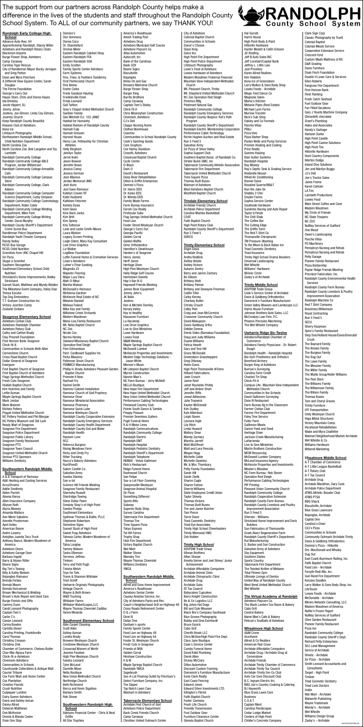# The support from our partners across Randolph County helps make a difference in the lives of the students and staff throughout the Randolph County School System. To ALL of our community partners, we say THANK YOU!

RANDOLPH County School System

## Randolph Early College High School

Advance Auto Hwy. 64
Apprenticeship Randolph, Stacey Miller
Asheboro and Randolph Rotary Clubs
Blackmon Imports
Burge Flower Shop, Asheboro
Camp Caraway
Carolina Tiger Rescue
City of Randleman Mayor Bucky Jernigan and Greg Patton
Dean and Myra Flinchum
A Different View Equine Center, Sarah Douglas
The Ferree Foundation
George's Carry Out
Hayes Store, Chris and Donna Hayes
Ida Brinkley
Jacob Hippert, DJ
Jimmy Johns
Jostens, Joe Elmore, Linda Coy-Elmore, Journey Church
Keep Randolph County Beautiful
Kiwanis Club of Asheboro
Kona Ice
Lifetouch Photography
Northeastern Randolph Middle School, Child Nutrition Department
North Carolina Zoo
North Carolina Zoo, Bob Langston and Toy Lambeth
Randolph Community College
Randolph Community College ABLE Program, Jordan Williamson
Randolph Community College Armadillo Cafe
Randolph Community College Campus Store
Randolph Community College, Clark Adams
Randolph Community College Computer Science Department, Curby Simpson
Randolph Community College Cosmetology Department, Robin Coble
Randolph Community College Welding Department, Mike Ford
Randolph Community College Writing Center, Dacia Murphy
Randolph County Sheriff's Department Crime Scene Bus
Randleman Police Department
Randolph Youth Theater Company
Randy Kelley
RCSS Bus Garage
RCSS Child Nutrition
Scientists from UNC Chapel Hill
Sir Pizza
Skype a Scientist
Southern Recognition
Southmont Elementary School Child Nutrition
Strickland's Home Improvements, Bobby Strickland
Sunset Slush, Matthew and Myndy Walden
The Milestone Event Company, Haley Diaz
Teresa Escutia
Top Dog Embroidery
T.T. Graham Construction Inc.
Victory Junction Camp
Zooland Civitans

## Seagrove Elementary School

Asheboro Civitan Club
Asheboro-Randolph Chamber
Asheboro Rotary Club
Cathy and Carlton Brady
Clay Presnell Foundation
First Horizon Bank-Seagrove
Chick-fil-A
Communities in Schools-Beth Allen
Cornerstone Church
Cross Road Baptist Church
Dollar General of Seagrove
Energizer
First Baptist Church of Seagrove
First Baptist Church of Asheboro
Flags Springs Methodist Church
Fresh Cuts-Seagrove
Huldah Baptist Church
Kim Hutchins and Family
Lettie Auman
Maple Springs Baptist Church
Mark Jordan
Mark Waisner
Nichols Pottery
Pisgah United Methodist Church
NC Pottery Festival and Phil Morgan
NC Pottery Museum and Sid Luck
Ready Mart of Seagrove
Seagrove Fire Department
Seagrove Police Department
Seagrove Public Library
Seagrove Family Restaurant
Seagrove PTO
Seagrove Town Council
Seagrove United Methodist Church
Various PTO Sponsors
Williams Dentistry

## Southeastern Randolph Middle School

A & B Transport of Ramseur
A&K Heating and Cooling Services
AccuChrome
Addie Snotherly
Alden Parrish
Aleena Vierya
Allen Insurance Company
Allyson Roth
Alycia Massey
Amanda Wallace
Ann Marie Sabatino
Annette Frosterman
April Aviles
American Beane
Andre Lowery
Antojitos Juanita Taco Truck
Anthony Nance, Modern Woodmen of America
Asheboro Doors
Asheboro Garage Door
Barbara Ingold
Barry & Alyson Ritter
Beane Signs
Big Tim's Towing
Billy & Kathy Nielsen
Bojangles-Ramseur
Brenda Forbes
Brenda Moore
Brenda Voncannon
Brown Mechanical & Welding
Brown's Auto Repair and Used Cars
Burge Florists and Gifts
Cammy Dunn
Candi Leonard Photography
Captain Tom's
Carlie C's
Cassie Leonard
Corina Bowles
Carlotta Glover
Carolina Printing, Franklinville
Carol Thomas
Christina Creason
Christina Zink
Chamber of Commerce, Chelsea Butler
Char-Mar Alpaca Farm
Chick-fil-a-Asheboro
Cinemark-Asheboro
Communities in Schools
Countryside Collectibles & Antique Mall
Courier Tribune
Cox Farm Mart and Home Center
Cox Plantation
Creative Florists
Crush Nutrition
Culpepper Lumber
Dairy Queen-Asheboro
Davis and Ashley Inman
Danny Allred
Deborah Matthews
Dee McKenzie
Dennis & Wanda Cooke
Dixie One Stop
Domino's
Don Simmons
Donna Coco
Dr. Shackleford
Dremia Meier
Eastern Randolph Cabinet Shop
Eastern Randolph FFA
Eastern Randolph SGA
Emily Scotton
Family Sports Center Asheboro
Farm Systems
Fins, Tines, & Feathers Taxidermy
First Pentecostal Church
Five Below
Foster Cates
Frank Goodson Hauling
Franklinville Diner
Freda Leonard
Gail Tarlton
Gray's Chapel United Methodist Church
Gardner Family
Gee Mitchell-DJ- 102 JAMZ
Habitat for Humanity
Habitat Restore of Randolph County
Hannah Fulp
Hannah Grissom
Harvest House
Henry Lee, Fellowship for Christian Athletes
Holly Bingham
Jamilyn Taylor
Jarret Hulin
Jason Bowser
Jennifer Bowes
Jessica Canoy
Jessica German
Joan Maness
Jordan Memorial UMC
Josh Kurtz
Just Save-Ramseur
Katelyn Craven RT
Katie Hugand
Kathleen Fetscher
Kendra Davis
Kent Giese
Kick Back Jacks
Kim Britt
Kim Spivey
Kris Tutterow
Lane and Leslie Smith-Moore
Laura Watson
Legacy Screen Printing
Leigh Odem, Mary Kay Consultant
Line Drive Graphics
Liz Walker
LogiBear Foundation
Loflin Funeral Home & Cremation Services
Lowe's Asheboro
Luther's Floor Sanding
Magnolia 23
Majestic Flooring
Major Lucy Viera
Malt-O-Meal
Martha Watson
McDonald's-Ramseur
McKenna Gardner
McKenzie Real Estate of NC
Melanie Randall
Melissa Foland
Mike Key and Family
Millstone Creek Orchards
Modern Woodman
Mona Lisa Family Restaurant
Mt. Nebo Baptist Church
NC Zoo
Nicole Cox
Norma Henley
Oakland Missionary Baptist Church
Operation Red Sleigh
Pam Edmondson
Pare' Cardboard Supplies Inc.
Parks Masonry
Patterson Grove Church
PEMMCO Manufacturing
Phillip H. Brady-Asheboro Pleasant Garden Baptist Church
Promote It Now
Rachael Fry
Rachel Smith
Ramirez Cabinet Installation
Ramseur Church of God Prophecy
Ramseur Diner
Ramseur Ministerial Association
Ramseur Pharmacy
Ramseur Quick Lube
Ramseur Wesleyan Church
Randolph County Cooperative Extension
Randolph County Emergency Services
Randolph County Health Department
Randolph County Soil and Water
Randolph Health
Ransom Love
RCC
Rebecca Burgess
Rising Meadows Farm
Ricky and Cindy Fry
Ritter Trucking
Rocco's Bakery-Asheboro
Run5Feed5
Salem Candle Co.
Salvation Army
Sandra Stanley
Sav-a-lot
Science Hill Friends Meeting
Seagrove Family Restaurant
Sheresha Russell
Shortridge Towing
Silver Dollar Pawn
Smokey Stay's of High Point
Sondra Phelps
Southmont Elementary
Spillman Thomas & Battle, PLLC
Stephanie Robertson
Stonetree Signs
Sunset Slush of High Point
Sweet Frog-Asheboro
Tahesia Carter, Modern Woodmen of America
Tahlia Langley
Tammy Watson
Tasha Elberson
Terrence Jeffries
Timken
Terry and Patti Pugh
Tinisha Welsh
Toys for Tots
Travis & Shannon Whitaker
Trish Schiff
Uwharrie Originals Photography
Vintage Church
Wayne & Beth Brown
W&B Trucking
Whitaker Farms
Whitaker WaterScapes,LLC
Wayne Thomas Chevrolet Cadillac
Yareni Miranda

## Southmont Elementary School

Able Carpet Cleaning
Scott Allen
Ashley Auman
Loretta Brady
Browers Wesleyan Church
Crestview Wesleyan Church
Crossroad Women of Worth
Jeannie Farabee
High Pine Wesleyan Church
Sandra Leonard
Tyler McLeod
Danielle Moon
Nella Boutique
New Union Methodist Church
Northridge Church
Beth Richmond
Becca and Kevin Sigafoos
Barbara Smith
Rob Stover

## Southwestern Randolph High School

Advisors Financial Center - Chris & Neal Griffin
All Star Trophies
America's Roadhouse
Amish Trading Post
Asheboro Drug
Asheboro Municipal Golf Course
Asheboro Popcorn Co.
Atlas Automotive
Autocraft, Inc
Bank of the Carolinas
Bank OZK
Beane Signs
Biscuitville
Bojangles
Brites Oil and Gas
Browers Memorial Church
Burge Flower Shop
Burger King
Burrito Brothers
Camp Caraway
Captain Tom's Steaks
Chick Fil A
Chris Mooneyhan Construction
Cinemark, Asheboro
CJ's Deli
Clapps Nursing Home
Clothes Warehouse
Coaches
Communities in School Randolph County
Cook's Sporting Goods
Core Graphics
Cox Harley Davidson
Crossfit, Asheboro
Crossroad Baptist Church
Cycle Center
D-Blaze
Dain-O
David's Restaurant
Deep River Rehabilitation
Dillon & Griffin Enterprises
Domino's Pizza
Dr. Harris DDS
Dr. Kania DDS
Dr. Wenda DDS
Family Made Farms
Farm Bureau Insurance
Farrah Cox Realty
Firehouse Subs
Flag Springs United Methodist Church
Food Lion
Foster Street Wesleyan Church
George's Carry Out
Georgia Pacific
Golden Corral
Golden Waffle
Grinz Orthodontics
Hamilton's Steakhouse
Hardee's of Seagrove
Henry James
Herff Jones
Heritage Diner
High Pine Wesleyan Church
Holly Ridge Golf Course
Hometown Sweets
Hop's Bar-B-Q
Hopewell Friends Meeting
James River Equipment
Jimmy John's
JK Nails
Jostens
Ken & Michele Darnley
Kersey Valley
Key to Healthy
Klaussner Furniture
La Hacienda
Line Drive Graphics
Live to Give Ministries
Lowe Hardware
Lowes Food
M&M Welding
Maple Springs Baptist Church
McDowell Lumber
McKenzie Properties and Investments
Modern Edge Technology Solutions - Jason White
Monroe's Music
Mt Lebanon Baptist Church
Myrick Construction
Nannie Mae's
NC Farm Bureau - Jerry McNeill
NELLA Boutique
New Hope Fire Department
New Hope United Methodist Church
New Union United Methodist Church
Performance Cabling Technologies
Pinewood Country Club
Pointe South Dance & Tumble
Preppy Possum
Premier Seemless Gutters
Pugh Funeral Home
R & H Motor Lines
Randolph Communications
Randolph Community College
Randolph Electric
Randolph EMT
Randolph Hospital
Randolph Pediatric Dentistry
Randolph Sheriff's Department
Randolph Telephone
REMAX - Vickie Kallimore
Rick's Restaurant
Ridge Funeral Home
Rushwood Church
San Felipe
Sav-a-Lot Floor Covering
Sawyersville Wesleyan
Seagrove Animal Hospital
Sir Pizza
Something Different
Sports Attic
Subway
Superior Body Shop
Survey Carolina
Tabernacle Fire Department
Thomas Tire
Time Square Pizza
Tokyo Express
Tot Hill Farms
Trophy Shop
Ulah Fire Department
Victory Baptist Church
Wal-Mart
Walker Shoes
Wansley Tire
Wayne Thomas Chevrolet
Williams Dentistry
YMCA

## Southwestern Randolph Middle School

Alfred and Sons Home Improvement
America's Roadhouse
Asheboro Senior Center
Causey Aviation Service, Inc.
City of Asheboro Parks and Rec.
Coach's Neighborhood Grill on Highway 49
Cross Roads Retirement Center
D & J Farm
Dixie III
Dollar Tree
Dunham's sports
Family Sports Center
Food Lion on Highway 49
Food Lion on Highway 64
Foster St. Wesleyan Church
Fresh Cuts in Seagrove
Friends of NRA
Golden Corral
Hinshaw Construction
K & W
Maple Springs Baptist Church
Randolph YMCA
Sagebrush
Sav-A-Lot Flooring Outlet by Flinchum's
Select Furniture Company, Inc.
The Dipper
Top Notch Lawn Care
Walmart in Asheboro

## Tabernacle Elementary School

Archdale First Church of God
Asheboro Police Department
Back Creek Friends Church
Camp Caraway
Christian United Outreach Center
City of Asheboro
Colonial Baptist Church
Communities in Schools
Donor's Choose
Glaze King
Geico Ins.
High Point Fire Department
High Point Police Department
Lifetouch Photography
Lowe's Food of Asheboro
Lowes Hardware of Asheboro
Modern Woodmen Fraternal Financial
Mountain View Independent Methodist Church
Mt. Pleasant Church, Trinity
Mt. Shepherd United Methodist Church
NC Zoo Operation Red Sleigh
Pemmco Mfg.
Piedmont Natural Gas
Randolph Community College
Randolph County Emergency Services
Randolph County Hospice: Kid's Path Program
Randolph County Sheriff's Department
Randolph Electric Membership Corporation
Performance Cable Technology
Richie Hughes Auction and Real Estate
Run 5 Feed 5
Salvation Army
Sir Pizza of Silver Valley
Sophia Support Club
Southern Baptist Assoc. of Randolph Co.
Strider Buick GMC, Inc
Tabernacle Community Athletic Association
Tabernacle Fire Department
Tabernacle United Methodist Church
Time Square Pizza
Thomas Built Buses
Walmart of Asheboro
West Asheboro Baptist Church
Westfield Baptist Church

## Trindale Elementary School

Archdale Friends Church
Archdale Police Department
Carolina Mamba Basketball
CDAT
Faith Baptist Church
High Point Rotary Club
Randolph County Sheriff's Department
Run 5 Feed 5
SERCO

## Trinity Elementary School

Angie Davis
Archdale Drug
Aretta Reddick
Ashley Belote
Ashley Vickers
Autumn Gentry
Barry and Janice Zachary
Bo Gibson
Brittany Hiatt
Brittany Palmer
Brittany and Dewayne Freeman
Caitlin Tiller
Cathy Kinney
Charbey Butler
Christy Crouch
Colby Peel
Craig and Jean McCormick
Crossover Community Church
David Makupson
Davis-Goldburg Ortho
Debbie Dennis
Derek Sides (Barnabas Foundation)
Doug and Judy Williams
Duane Williams
Felicia Hewitt
Gary and Toni Hill
Grace McDonald
Greensboro Grasshoppers
Greg Ottaway
Helen Davis
High Point Thomasville HiToms
Hilliard Fabrications
Jade Crouch
Jamie Roof
Janet Reynolds-Priddy
Jeff and Amber Short
Jennifer Riffe
Jowat Adhesives
Julie Traywick
Kaylee McDonald
Kim Dudley
Kyle Albertson
Leigh Skeen
Leonora Ingle
Lily Ritch
Linda Howard
Mallory Dean
Mandy Zachary
Marsha Jarrett
Matt McElfresh
Matt and Lora Pencola
Megan Hagy
Michelle Coble
Michelle Dawkins
Mr. & Mrs. Thornbury
Petty Family Foundation
Sarah Hill
Sarah Ziedk
Sharon Cagle
Sharon Farlow
Sherrie Williams
State Employees Credit Union
Taylor Shively
Thomas Vickers
Thomas Built Buses
Tim and Jamie Butcher
Toni Pierce
Torrie Davis
Triad Cosmetic Dentistry
Triad Eye Associates
Trinity High School Cheerleaders
Trinity Memorial UMC
Zeb Holden

## Trinity High School

ADVPDM Trade Group
Allman Brothers
Alton Sharpe
Amelia Varner and Joel Silver/ Junior Achievement
Archdale Affordable Computers
Archdale Animal Clinic
Archdale Chiropractic Clinic
Archdale Drug
Archdale Subs
AT Tax Council
Babycakes Cupcakes
Barry Knight Construction
Be & Ce Logistics LLC
Big Johns Hot Dogs
Bill and Cole Messer
Black Bro's Company Southeast
Blue Groove Photography
Bobby and Gina Earnhardt
Bruce Essick
Cabo Grill
Cheirth Brook LLC
Chris McGee/High Point Fire Dept.
Clara Jane Boutique
Cook's Service Center
Cumby Funeral Home
David Kidd Plumbing
Derek Allen
Dickey McCrary
Dillon Automotive
Discount Custom Framing
Domenick's Furniture Manufacturer
Earls Clark Realty
East Coast Fencing
Edward Jones
Edward Silver Investments LTD.
Ellington's Florist
Faith Baptist Church
Foster Caviness
Fresh Life Church
Friendly Transmission
Fuel Outdoor Gear
Furniture Clearance Center
Glenola Baptist Church
Hal Surratt
Harris House
High Point Body & Paint
Hillsville Hardware
Hunter Moslet & Collin Grisson
JD Roofing
Jeff B Auto Sales INC
Jeff Lockhart/Capital Bank
Jeffrey L. Little Law
Just Priceless
Karen Allred Realtors
Kim Reddick
Kona Ice of Greensboro
Larry Walker & Sons Body Shop
Lowes Foods - Archdale
Magic Feet Dance Co
Magnolia Salon
Mama's Kitchen
Melanie Pipes (Real Estate)
Michael Lynn Farms
Murrow Transfer
Nick's Sub Shop
Oakley and Co Formals
Pancho Villas
PB&J
Pizza Vino
Plaza Barber Shop
Poolex Wells and Pump Services
Premier Heating and Cooling
Price Realty
Queens Hauling
Rain Gutter Systems
Randolph Hospital
Ray Mosley
Ray's Septic Tank & Grading Service
Reidsville Nissan
Rifled Air Conditioning
Ronnie Davis
Rosalind Guerrie/BB&T
Run the Jake 5k
Shabby 2 Chic
Snyder Farms
Sophia Service Center
Southside Hardware
Sunshine Racing and Auto Repair
Taylor'd Finish
The Chill Shak
The Coffee Bar
The Cutting Edge
The Griffin Farm
The Red T-Shirt Co
Thomasville Chiropractic
TM Pressure-Washing
To the Moon & Back Italian Ice
Triad Cosmetic Dentistry
Triad Insurance
Trinity High School Drama Boosters
Universal Landscaping
Wet Whistle
Williams' Hardware
Winner Circle
Zaxby's of Archdale

## Trinity Middle School

ADVPDM Trade Group
Cook's Service Center of Archdale
Davis & Goldberg Orthodontics
Domenick's Furniture Manufacturer
Green Valley Mowers and Landscape LLC
Harris House Furniture
Johnson Brothers Auto Sales, LLC
McCroskey Law Firm, P.C.
Phoenix Precision Machining
The Well Website Company

## Uwharrie Ridge Six-Twelve

Asheboro/Randolph Chamber of Commerce
Asheboro Family Physicians - Dr. Robert Dough
Randolph Health - Randolph Hospital
Bio-tech Prosthetics and Orthotics
Bonefard Archery
Burger King of Asheboro
Burrow's Surveying
Carolina Farm Credit
Charlies Tin Shop
Chick-Fil-A
Campus Life- Mountain View Independent Methodist Church
Communities in the Schools
David Gallimore Surveying
Dixie III Restaurant
Farm Bureau Ag in the Classroom
Farmer Civitan Club
Farmer Fire Department
Foley Tree Service
Fuller Farm
Gallimore Meats
Garner Feed and Seed
Heritage Diner
Jackson Creek Manufacturing
LaHacienda
Live to Give Ministries
Martin Brothers Construction
MCM Resourcing
McDowell Lumber Company
McLeod Insurance Agency
McKenzie Properties and Investments
Mealee's Meadow
NC Farm Bureau- Rob Stover
Operation Red Sleigh
Performance Cabling Technologies
PIP Printing
Pleasant Union Community Church
Randolph Community College
Randolph Cooperative Extension
Randolph County Farm Bureau
Randolph County Livestock and Poultry Improvement Association
Run 5 Feed 5
Sherwin - Williams
Strickland Home Improvement and Deck Builders
Sun Fabricators of Thomasville
Ozark Akerz Regenerative Farm
Randolph County Sheriff's Department
Rut Manufacturing
S. Barber and Son Construction
Salvation Army of Asheboro
Sky Equipment
Southern States
Sports Country
Tabernacle Fire Department
The Twisted Antler of Mebane
Total Fitness Gym
Ultimate Linings of Denton
United Way of Randolph County
West Bend United Methodist Church
Wet Whistle

## The Virtual Academy at Randolph

Asheboro Popcorn Co.
The Black Lantern Tea Room & Bakery
Cabo Grill
Central Bakery
Nanie Mae's Cafe & Bakery
Pelican's SnoBalls of Asheboro

## Wheatmore High School

A&M Crane
Ace/Avent
Allred & Co Realtors
American Red Cross
Archdale Affordable Computers
Archdale Drug / Archdale Drug at Cornerstone
Archdale Friends
Archdale Trinity Chamber of Commerce
Archdale Trinity Tax Council
Archdale- Trinity Ser-Co Club
Auto Car Care Discount Club
B.C. Ingram Electric Inc.
BBQ Joe's Country Cooking & Catering
BJ Hayworth
Blue Grass Lawn Care
Business
C.O.A.T
Captain Mont
Carolina Pondscapes
Cedar Lodge Market
Centers of High Point
Childer's Concrete Company
Clark Sign Corp
Classic Photography by Truell
Colonial Baptist
Colonial Meats Service
Cooperative Extension Service
Crescent Ford
Custom Made Mattress of NC
D&R Grading
Davis Furniture
Doak Finch Foundation
Double H Lawn Care & Services
Ellen Roberts
Fairgrove Fire Department
First Horizon Bank
Fleet Painting
Fresh Catch Seafood
Fuel Outdoor Gear
Fun Filled Vacations
Gary J Younts Machine Company
Ghirardelli chocolate
Grant's Plumbing
Hales and Associates
Handy's Garbage
Harland Clarke
High Point Candle
High Point Canine Solutions
High Point Tire
Hillsville Hardware
Hunt Country Components
Ilderton Dodge
Inland Dive Solutions
Jim and Marilyn Buggs
JJ's Deli
Joe's Tractor Sales
Jones Frame
Karen Coltrain
LA Tire
Lambeth Productions
Lowes Food
Main Street Coffee and Cone
Modern Woodmen
My Circle of Friends
NC State Troopers
NC ZOO
NuWay Services of Guilford
One Blood
Owen's Landscaping
Pancho Villas
PD Machinery
Pennybrun Nursing and Rehab
Pennybrun Nursing and Rehab
Petty Garage
Pioneer Family Restaurant
Plaza Barbership
Poplar Ridge Friends Meeting
Precision Fabrication, Inc.
Randolph County Environmental Health Services
Randolph County Farm Bureau
Randolph County Livestock & Poultry Improvement Association
Randolph Machine Co
Red T Shirt Company
Rosemary Williamson
Royal Contracting
Run 5 Feed 5
SECU
Sherry Kooyman
Spiro's Family Restaurant
Step One/Holland House/Davis/Emerald/Crush
The Baynard Family
The Brooks Family
The Burgess Family
The Dug Out
The Lowe Family
The Messner Family
The Miller Family
The Mullis Group/Keller Williams
The Pool Store
The Williams Family
The Williamson Family
The Wilson Family
Thomas Buses
Tom and Cheryl Graves
Trinity Furniture
UFI Transportation
Unity Wesleyan Church
Vega Metal Structures
Victory Mountain Camp
Vocational Rehabilitation
Wade and Myra Cladfelter
Walmart Neighborhood Market-Archdale
Wet Whistle & Co
Williams Hardware
Witsend Marketing

## Wheatmore Middle School

A-T Chamber of Commerce
A-T Little League Basketball
A-T Rotary Club
A-T Tax Council
Archdale Drug
Archdale Marathon, Gary Cook
Archdale Police Department
ATMS Athletic Booster Club
ATMS PTSA
BBQ Shack
Biscuitville, Archdale
Blue Grass Lawncare
Bojangles, Archdale
Capital One
Carolina's Diner
CiCi's Pizza
Communities in Schools
Community Outreach Archdale Trinity
Davis & Goldberg Orthodontics
Domino's Pizza - Hillsville
Drs. MacDonald and Whaley
Dug Out
East Coast Aluminum Railing, Inc.
Faith Baptist Church
Food Lion - Archdale
Forsyth Redi Mix, Inc.
Guil-Rand Fire Department
Kenzies Doodles
Larry Walker & Sons Body Shop, Inc.
LifeTouch
Lowes Foods - Archdale
McDonalds - Archdale
Miners Network Consulting, LLC.
Modern Woodmen of America
Nattie's Frozen Yogurt
NuWay Services of Guilford
Olive Garden Restaurant
Pioneer Family Restaurant
Pizza Inn
Randolph Community College
Randolph County Sheriff's Dept.
Richard Petty Enterprises
SDJ Land Management
Servco of Archdale
Sheetz - Archdale
Sir Pizza - Archdale
Smith Leonard Accountants and Consultants
Target - High Point
Timken
Triad Cosmetic Dentistry
Triad Lock Doctors
Unilin
Wal-Mart - Archdale
Walworth Publishing
Wayne Trademark
Wendy's - Archdale
Wet Whistle
Williams Design Group
Zaxby's - Archdale